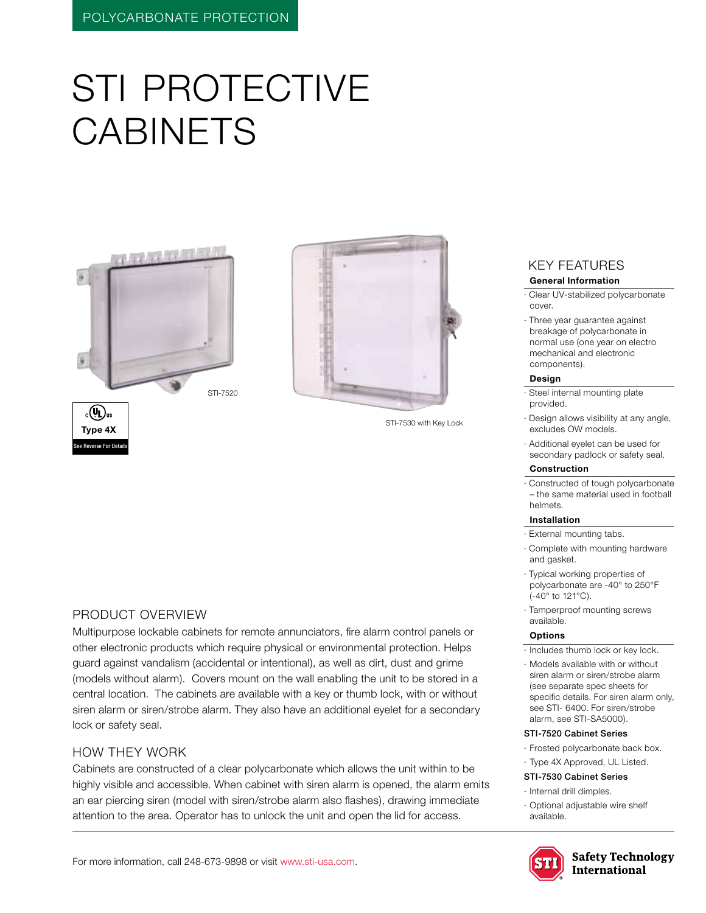POLYCARBONATE PROTECTION

# STI PROTECTIVE CABINETS

STI-7520

Type 4X
See Reverse For Details

STI-7530 with Key Lock

## PRODUCT OVERVIEW

Multipurpose lockable cabinets for remote annunciators, fire alarm control panels or other electronic products which require physical or environmental protection. Helps guard against vandalism (accidental or intentional), as well as dirt, dust and grime (models without alarm). Covers mount on the wall enabling the unit to be stored in a central location. The cabinets are available with a key or thumb lock, with or without siren alarm or siren/strobe alarm. They also have an additional eyelet for a secondary lock or safety seal.

## HOW THEY WORK

Cabinets are constructed of a clear polycarbonate which allows the unit within to be highly visible and accessible. When cabinet with siren alarm is opened, the alarm emits an ear piercing siren (model with siren/strobe alarm also flashes), drawing immediate attention to the area. Operator has to unlock the unit and open the lid for access.

## KEY FEATURES

### General Information

- Clear UV-stabilized polycarbonate cover.
- Three year guarantee against breakage of polycarbonate in normal use (one year on electro mechanical and electronic components).

### Design

- Steel internal mounting plate provided.
- Design allows visibility at any angle, excludes OW models.
- Additional eyelet can be used for secondary padlock or safety seal.

### Construction

- Constructed of tough polycarbonate – the same material used in football helmets.

### Installation

- External mounting tabs.
- Complete with mounting hardware and gasket.
- Typical working properties of polycarbonate are -40° to 250°F (-40° to 121°C).
- Tamperproof mounting screws available.

### Options

- Includes thumb lock or key lock.
- Models available with or without siren alarm or siren/strobe alarm (see separate spec sheets for specific details. For siren alarm only, see STI- 6400. For siren/strobe alarm, see STI-SA5000).

### STI-7520 Cabinet Series

- Frosted polycarbonate back box.
- Type 4X Approved, UL Listed.

### STI-7530 Cabinet Series

- Internal drill dimples.
- Optional adjustable wire shelf available.

For more information, call 248-673-9898 or visit www.sti-usa.com.

Safety Technology International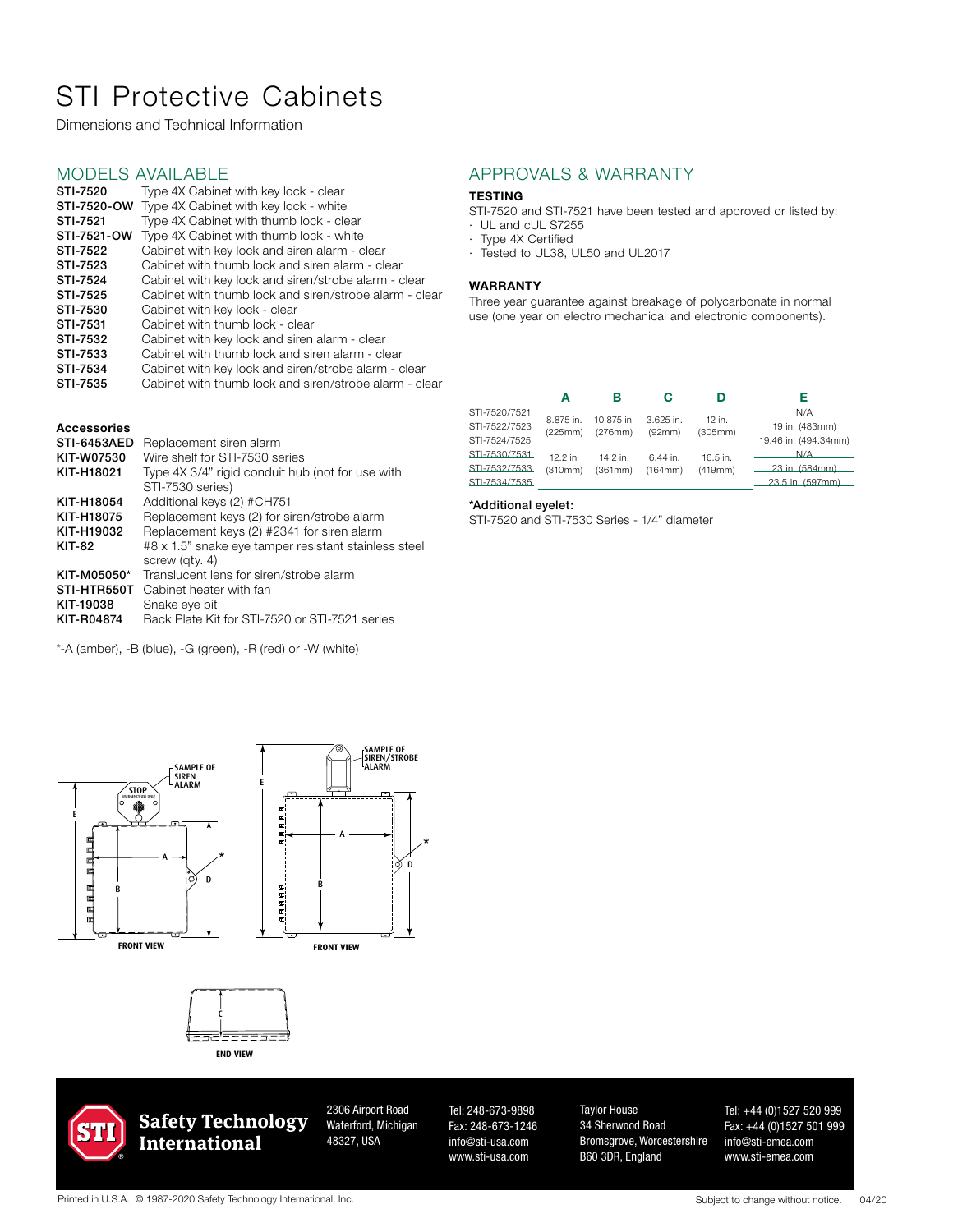# STI Protective Cabinets

Dimensions and Technical Information

## MODELS AVAILABLE

| | |
|---|---|
| **STI-7520** | Type 4X Cabinet with key lock - clear |
| **STI-7520-OW** | Type 4X Cabinet with key lock - white |
| **STI-7521** | Type 4X Cabinet with thumb lock - clear |
| **STI-7521-OW** | Type 4X Cabinet with thumb lock - white |
| **STI-7522** | Cabinet with key lock and siren alarm - clear |
| **STI-7523** | Cabinet with thumb lock and siren alarm - clear |
| **STI-7524** | Cabinet with key lock and siren/strobe alarm - clear |
| **STI-7525** | Cabinet with thumb lock and siren/strobe alarm - clear |
| **STI-7530** | Cabinet with key lock - clear |
| **STI-7531** | Cabinet with thumb lock - clear |
| **STI-7532** | Cabinet with key lock and siren alarm - clear |
| **STI-7533** | Cabinet with thumb lock and siren alarm - clear |
| **STI-7534** | Cabinet with key lock and siren/strobe alarm - clear |
| **STI-7535** | Cabinet with thumb lock and siren/strobe alarm - clear |

### Accessories

| | |
|---|---|
| **STI-6453AED** | Replacement siren alarm |
| **KIT-W07530** | Wire shelf for STI-7530 series |
| **KIT-H18021** | Type 4X 3/4" rigid conduit hub (not for use with STI-7530 series) |
| **KIT-H18054** | Additional keys (2) #CH751 |
| **KIT-H18075** | Replacement keys (2) for siren/strobe alarm |
| **KIT-H19032** | Replacement keys (2) #2341 for siren alarm |
| **KIT-82** | #8 x 1.5" snake eye tamper resistant stainless steel screw (qty. 4) |
| **KIT-M05050*** | Translucent lens for siren/strobe alarm |
| **STI-HTR550T** | Cabinet heater with fan |
| **KIT-19038** | Snake eye bit |
| **KIT-R04874** | Back Plate Kit for STI-7520 or STI-7521 series |

*-A (amber), -B (blue), -G (green), -R (red) or -W (white)

## APPROVALS & WARRANTY

### TESTING

STI-7520 and STI-7521 have been tested and approved or listed by:

- UL and cUL S7255
- Type 4X Certified
- Tested to UL38, UL50 and UL2017

### WARRANTY

Three year guarantee against breakage of polycarbonate in normal use (one year on electro mechanical and electronic components).

| | A | B | C | D | E |
|---|---|---|---|---|---|
| STI-7520/7521 | 8.875 in. (225mm) | 10.875 in. (276mm) | 3.625 in. (92mm) | 12 in. (305mm) | N/A |
| STI-7522/7523 | | | | | 19 in. (483mm) |
| STI-7524/7525 | | | | | 19.46 in. (494.34mm) |
| STI-7530/7531 | 12.2 in. (310mm) | 14.2 in. (361mm) | 6.44 in. (164mm) | 16.5 in. (419mm) | N/A |
| STI-7532/7533 | | | | | 23 in. (584mm) |
| STI-7534/7535 | | | | | 23.5 in. (597mm) |

**\*Additional eyelet:**

STI-7520 and STI-7530 Series - 1/4" diameter

SAMPLE OF SIREN ALARM

FRONT VIEW

SAMPLE OF SIREN/STROBE ALARM

FRONT VIEW

END VIEW

**Safety Technology International**

2306 Airport Road
Waterford, Michigan
48327, USA

Tel: 248-673-9898
Fax: 248-673-1246
info@sti-usa.com
www.sti-usa.com

Taylor House
34 Sherwood Road
Bromsgrove, Worcestershire
B60 3DR, England

Tel: +44 (0)1527 520 999
Fax: +44 (0)1527 501 999
info@sti-emea.com
www.sti-emea.com

Printed in U.S.A., © 1987-2020 Safety Technology International, Inc. Subject to change without notice. 04/20